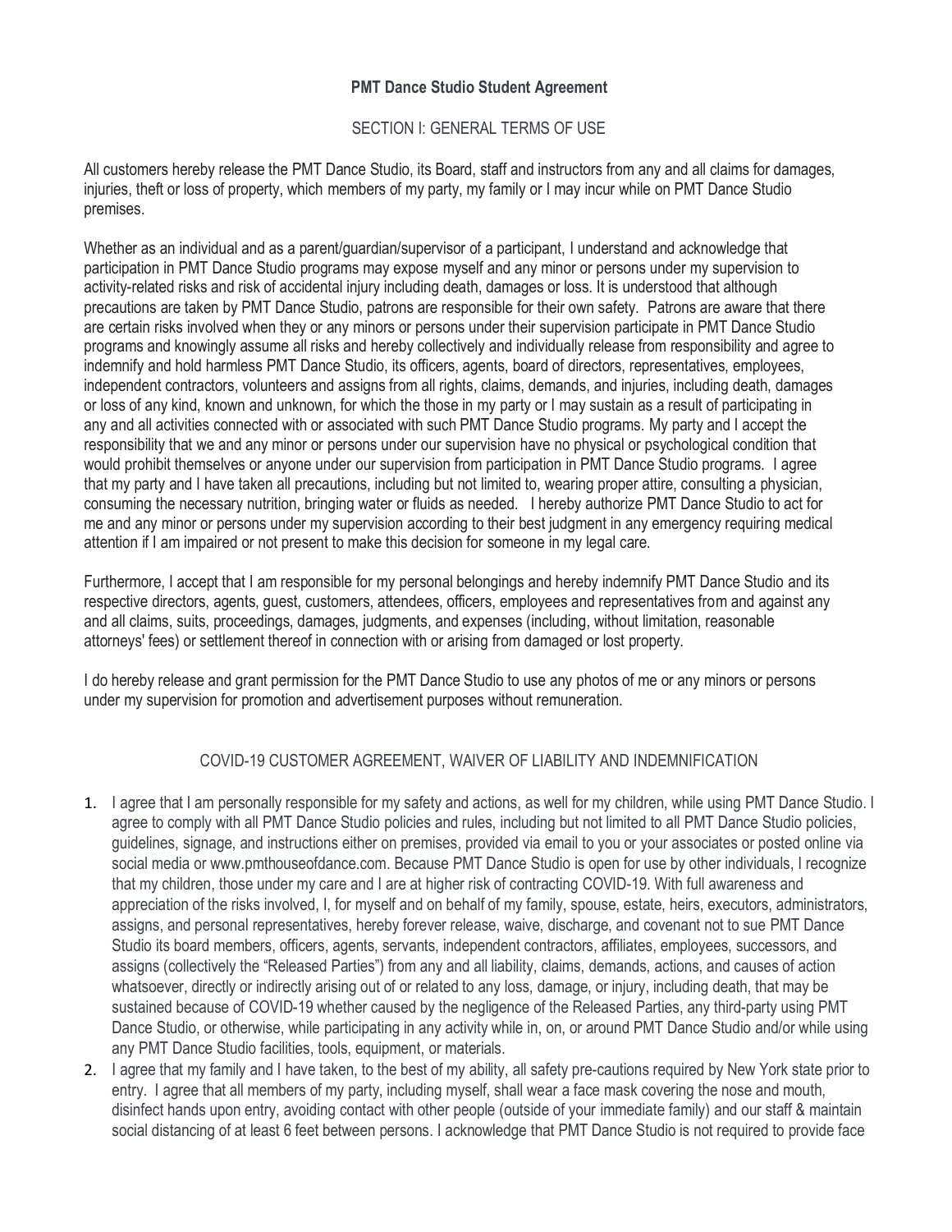# PMT Dance Studio Student Agreement

## SECTION I: GENERAL TERMS OF USE

All customers hereby release the PMT Dance Studio, its Board, staff and instructors from any and all claims for damages, injuries, theft or loss of property, which members of my party, my family or I may incur while on PMT Dance Studio premises.

Whether as an individual and as a parent/guardian/supervisor of a participant, I understand and acknowledge that participation in PMT Dance Studio programs may expose myself and any minor or persons under my supervision to activity-related risks and risk of accidental injury including death, damages or loss. It is understood that although precautions are taken by PMT Dance Studio, patrons are responsible for their own safety. Patrons are aware that there are certain risks involved when they or any minors or persons under their supervision participate in PMT Dance Studio programs and knowingly assume all risks and hereby collectively and individually release from responsibility and agree to indemnify and hold harmless PMT Dance Studio, its officers, agents, board of directors, representatives, employees, independent contractors, volunteers and assigns from all rights, claims, demands, and injuries, including death, damages or loss of any kind, known and unknown, for which the those in my party or I may sustain as a result of participating in any and all activities connected with or associated with such PMT Dance Studio programs. My party and I accept the responsibility that we and any minor or persons under our supervision have no physical or psychological condition that would prohibit themselves or anyone under our supervision from participation in PMT Dance Studio programs. I agree that my party and I have taken all precautions, including but not limited to, wearing proper attire, consulting a physician, consuming the necessary nutrition, bringing water or fluids as needed. I hereby authorize PMT Dance Studio to act for me and any minor or persons under my supervision according to their best judgment in any emergency requiring medical attention if I am impaired or not present to make this decision for someone in my legal care.

Furthermore, I accept that I am responsible for my personal belongings and hereby indemnify PMT Dance Studio and its respective directors, agents, guest, customers, attendees, officers, employees and representatives from and against any and all claims, suits, proceedings, damages, judgments, and expenses (including, without limitation, reasonable attorneys' fees) or settlement thereof in connection with or arising from damaged or lost property.

I do hereby release and grant permission for the PMT Dance Studio to use any photos of me or any minors or persons under my supervision for promotion and advertisement purposes without remuneration.

## COVID-19 CUSTOMER AGREEMENT, WAIVER OF LIABILITY AND INDEMNIFICATION

1. I agree that I am personally responsible for my safety and actions, as well for my children, while using PMT Dance Studio. I agree to comply with all PMT Dance Studio policies and rules, including but not limited to all PMT Dance Studio policies, guidelines, signage, and instructions either on premises, provided via email to you or your associates or posted online via social media or www.pmthouseofdance.com. Because PMT Dance Studio is open for use by other individuals, I recognize that my children, those under my care and I are at higher risk of contracting COVID-19. With full awareness and appreciation of the risks involved, I, for myself and on behalf of my family, spouse, estate, heirs, executors, administrators, assigns, and personal representatives, hereby forever release, waive, discharge, and covenant not to sue PMT Dance Studio its board members, officers, agents, servants, independent contractors, affiliates, employees, successors, and assigns (collectively the "Released Parties") from any and all liability, claims, demands, actions, and causes of action whatsoever, directly or indirectly arising out of or related to any loss, damage, or injury, including death, that may be sustained because of COVID-19 whether caused by the negligence of the Released Parties, any third-party using PMT Dance Studio, or otherwise, while participating in any activity while in, on, or around PMT Dance Studio and/or while using any PMT Dance Studio facilities, tools, equipment, or materials.
2. I agree that my family and I have taken, to the best of my ability, all safety pre-cautions required by New York state prior to entry. I agree that all members of my party, including myself, shall wear a face mask covering the nose and mouth, disinfect hands upon entry, avoiding contact with other people (outside of your immediate family) and our staff & maintain social distancing of at least 6 feet between persons. I acknowledge that PMT Dance Studio is not required to provide face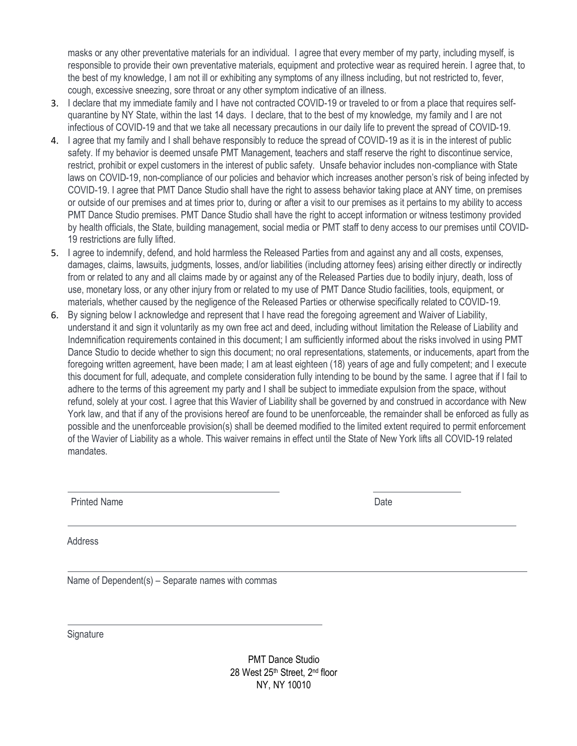masks or any other preventative materials for an individual. I agree that every member of my party, including myself, is responsible to provide their own preventative materials, equipment and protective wear as required herein. I agree that, to the best of my knowledge, I am not ill or exhibiting any symptoms of any illness including, but not restricted to, fever, cough, excessive sneezing, sore throat or any other symptom indicative of an illness.

3. I declare that my immediate family and I have not contracted COVID-19 or traveled to or from a place that requires self-quarantine by NY State, within the last 14 days. I declare, that to the best of my knowledge, my family and I are not infectious of COVID-19 and that we take all necessary precautions in our daily life to prevent the spread of COVID-19.
4. I agree that my family and I shall behave responsibly to reduce the spread of COVID-19 as it is in the interest of public safety. If my behavior is deemed unsafe PMT Management, teachers and staff reserve the right to discontinue service, restrict, prohibit or expel customers in the interest of public safety. Unsafe behavior includes non-compliance with State laws on COVID-19, non-compliance of our policies and behavior which increases another person's risk of being infected by COVID-19. I agree that PMT Dance Studio shall have the right to assess behavior taking place at ANY time, on premises or outside of our premises and at times prior to, during or after a visit to our premises as it pertains to my ability to access PMT Dance Studio premises. PMT Dance Studio shall have the right to accept information or witness testimony provided by health officials, the State, building management, social media or PMT staff to deny access to our premises until COVID-19 restrictions are fully lifted.
5. I agree to indemnify, defend, and hold harmless the Released Parties from and against any and all costs, expenses, damages, claims, lawsuits, judgments, losses, and/or liabilities (including attorney fees) arising either directly or indirectly from or related to any and all claims made by or against any of the Released Parties due to bodily injury, death, loss of use, monetary loss, or any other injury from or related to my use of PMT Dance Studio facilities, tools, equipment, or materials, whether caused by the negligence of the Released Parties or otherwise specifically related to COVID-19.
6. By signing below I acknowledge and represent that I have read the foregoing agreement and Waiver of Liability, understand it and sign it voluntarily as my own free act and deed, including without limitation the Release of Liability and Indemnification requirements contained in this document; I am sufficiently informed about the risks involved in using PMT Dance Studio to decide whether to sign this document; no oral representations, statements, or inducements, apart from the foregoing written agreement, have been made; I am at least eighteen (18) years of age and fully competent; and I execute this document for full, adequate, and complete consideration fully intending to be bound by the same. I agree that if I fail to adhere to the terms of this agreement my party and I shall be subject to immediate expulsion from the space, without refund, solely at your cost. I agree that this Wavier of Liability shall be governed by and construed in accordance with New York law, and that if any of the provisions hereof are found to be unenforceable, the remainder shall be enforced as fully as possible and the unenforceable provision(s) shall be deemed modified to the limited extent required to permit enforcement of the Wavier of Liability as a whole. This waiver remains in effect until the State of New York lifts all COVID-19 related mandates.

\_\_\_\_\_\_\_\_\_\_\_\_\_\_\_\_\_\_\_\_\_\_\_\_\_\_\_\_\_\_\_\_\_\_\_\_\_\_\_\_\_\_ \_\_\_\_\_\_\_\_\_\_\_\_\_\_\_\_\_\_

Printed Name Date

\_\_\_\_\_\_\_\_\_\_\_\_\_\_\_\_\_\_\_\_\_\_\_\_\_\_\_\_\_\_\_\_\_\_\_\_\_\_\_\_\_\_\_\_\_\_\_\_\_\_\_\_\_\_\_\_\_\_\_\_\_\_\_\_\_\_\_\_\_\_\_\_\_\_\_\_\_\_\_\_\_\_

Address

\_\_\_\_\_\_\_\_\_\_\_\_\_\_\_\_\_\_\_\_\_\_\_\_\_\_\_\_\_\_\_\_\_\_\_\_\_\_\_\_\_\_\_\_\_\_\_\_\_\_\_\_\_\_\_\_\_\_\_\_\_\_\_\_\_\_\_\_\_\_\_\_\_\_\_\_\_\_\_\_\_\_

Name of Dependent(s) – Separate names with commas

\_\_\_\_\_\_\_\_\_\_\_\_\_\_\_\_\_\_\_\_\_\_\_\_\_\_\_\_\_\_\_\_\_\_\_\_\_\_\_\_\_\_\_\_\_\_\_\_

Signature

PMT Dance Studio
28 West 25th Street, 2nd floor
NY, NY 10010